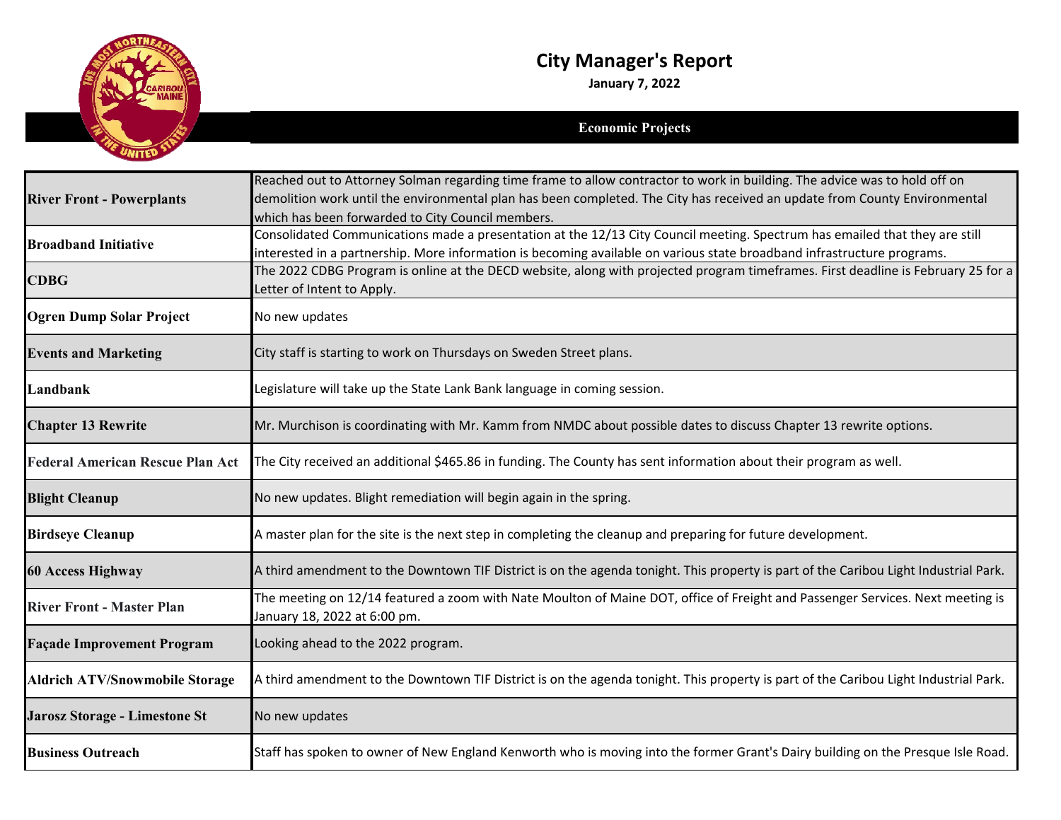# City Manager's Report

**January 7, 2022**

## Economic Projects

| Project | Update |
|---|---|
| **River Front - Powerplants** | Reached out to Attorney Solman regarding time frame to allow contractor to work in building. The advice was to hold off on demolition work until the environmental plan has been completed. The City has received an update from County Environmental which has been forwarded to City Council members. |
| **Broadband Initiative** | Consolidated Communications made a presentation at the 12/13 City Council meeting. Spectrum has emailed that they are still interested in a partnership. More information is becoming available on various state broadband infrastructure programs. |
| **CDBG** | The 2022 CDBG Program is online at the DECD website, along with projected program timeframes. First deadline is February 25 for a Letter of Intent to Apply. |
| **Ogren Dump Solar Project** | No new updates |
| **Events and Marketing** | City staff is starting to work on Thursdays on Sweden Street plans. |
| **Landbank** | Legislature will take up the State Lank Bank language in coming session. |
| **Chapter 13 Rewrite** | Mr. Murchison is coordinating with Mr. Kamm from NMDC about possible dates to discuss Chapter 13 rewrite options. |
| **Federal American Rescue Plan Act** | The City received an additional $465.86 in funding. The County has sent information about their program as well. |
| **Blight Cleanup** | No new updates. Blight remediation will begin again in the spring. |
| **Birdseye Cleanup** | A master plan for the site is the next step in completing the cleanup and preparing for future development. |
| **60 Access Highway** | A third amendment to the Downtown TIF District is on the agenda tonight. This property is part of the Caribou Light Industrial Park. |
| **River Front - Master Plan** | The meeting on 12/14 featured a zoom with Nate Moulton of Maine DOT, office of Freight and Passenger Services. Next meeting is January 18, 2022 at 6:00 pm. |
| **Façade Improvement Program** | Looking ahead to the 2022 program. |
| **Aldrich ATV/Snowmobile Storage** | A third amendment to the Downtown TIF District is on the agenda tonight. This property is part of the Caribou Light Industrial Park. |
| **Jarosz Storage - Limestone St** | No new updates |
| **Business Outreach** | Staff has spoken to owner of New England Kenworth who is moving into the former Grant's Dairy building on the Presque Isle Road. |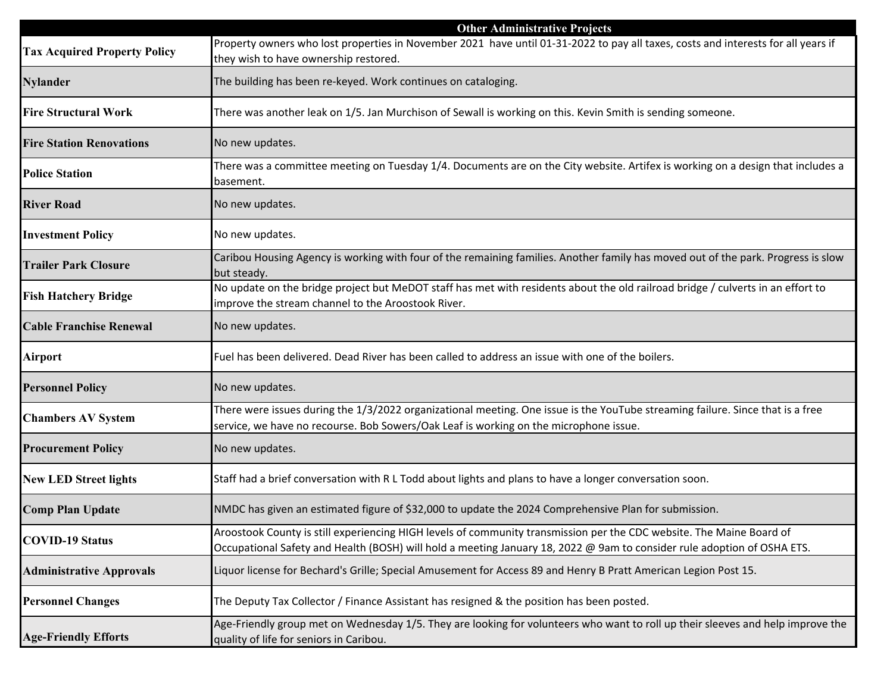| Other Administrative Projects | |
|---|---|
| **Tax Acquired Property Policy** | Property owners who lost properties in November 2021 have until 01-31-2022 to pay all taxes, costs and interests for all years if they wish to have ownership restored. |
| **Nylander** | The building has been re-keyed. Work continues on cataloging. |
| **Fire Structural Work** | There was another leak on 1/5. Jan Murchison of Sewall is working on this. Kevin Smith is sending someone. |
| **Fire Station Renovations** | No new updates. |
| **Police Station** | There was a committee meeting on Tuesday 1/4. Documents are on the City website. Artifex is working on a design that includes a basement. |
| **River Road** | No new updates. |
| **Investment Policy** | No new updates. |
| **Trailer Park Closure** | Caribou Housing Agency is working with four of the remaining families. Another family has moved out of the park. Progress is slow but steady. |
| **Fish Hatchery Bridge** | No update on the bridge project but MeDOT staff has met with residents about the old railroad bridge / culverts in an effort to improve the stream channel to the Aroostook River. |
| **Cable Franchise Renewal** | No new updates. |
| **Airport** | Fuel has been delivered. Dead River has been called to address an issue with one of the boilers. |
| **Personnel Policy** | No new updates. |
| **Chambers AV System** | There were issues during the 1/3/2022 organizational meeting. One issue is the YouTube streaming failure. Since that is a free service, we have no recourse. Bob Sowers/Oak Leaf is working on the microphone issue. |
| **Procurement Policy** | No new updates. |
| **New LED Street lights** | Staff had a brief conversation with R L Todd about lights and plans to have a longer conversation soon. |
| **Comp Plan Update** | NMDC has given an estimated figure of $32,000 to update the 2024 Comprehensive Plan for submission. |
| **COVID-19 Status** | Aroostook County is still experiencing HIGH levels of community transmission per the CDC website. The Maine Board of Occupational Safety and Health (BOSH) will hold a meeting January 18, 2022 @ 9am to consider rule adoption of OSHA ETS. |
| **Administrative Approvals** | Liquor license for Bechard's Grille; Special Amusement for Access 89 and Henry B Pratt American Legion Post 15. |
| **Personnel Changes** | The Deputy Tax Collector / Finance Assistant has resigned & the position has been posted. |
| **Age-Friendly Efforts** | Age-Friendly group met on Wednesday 1/5. They are looking for volunteers who want to roll up their sleeves and help improve the quality of life for seniors in Caribou. |